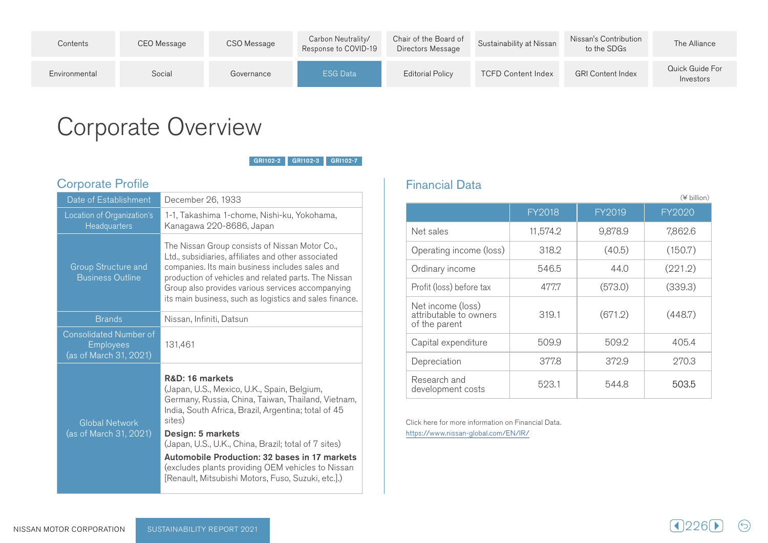# Corporate Overview

GRI102-2 GRI102-3 GRI102-7

## Corporate Profile

| | |
|---|---|
| Date of Establishment | December 26, 1933 |
| Location of Organization's Headquarters | 1-1, Takashima 1-chome, Nishi-ku, Yokohama, Kanagawa 220-8686, Japan |
| Group Structure and Business Outline | The Nissan Group consists of Nissan Motor Co., Ltd., subsidiaries, affiliates and other associated companies. Its main business includes sales and production of vehicles and related parts. The Nissan Group also provides various services accompanying its main business, such as logistics and sales finance. |
| Brands | Nissan, Infiniti, Datsun |
| Consolidated Number of Employees (as of March 31, 2021) | 131,461 |
| Global Network (as of March 31, 2021) | **R&D: 16 markets** (Japan, U.S., Mexico, U.K., Spain, Belgium, Germany, Russia, China, Taiwan, Thailand, Vietnam, India, South Africa, Brazil, Argentina; total of 45 sites) **Design: 5 markets** (Japan, U.S., U.K., China, Brazil; total of 7 sites) **Automobile Production: 32 bases in 17 markets** (excludes plants providing OEM vehicles to Nissan [Renault, Mitsubishi Motors, Fuso, Suzuki, etc.].) |

## Financial Data

(¥ billion)

| | FY2018 | FY2019 | FY2020 |
|---|---|---|---|
| Net sales | 11,574.2 | 9,878.9 | 7,862.6 |
| Operating income (loss) | 318.2 | (40.5) | (150.7) |
| Ordinary income | 546.5 | 44.0 | (221.2) |
| Profit (loss) before tax | 477.7 | (573.0) | (339.3) |
| Net income (loss) attributable to owners of the parent | 319.1 | (671.2) | (448.7) |
| Capital expenditure | 509.9 | 509.2 | 405.4 |
| Depreciation | 377.8 | 372.9 | 270.3 |
| Research and development costs | 523.1 | 544.8 | 503.5 |

Click here for more information on Financial Data.
https://www.nissan-global.com/EN/IR/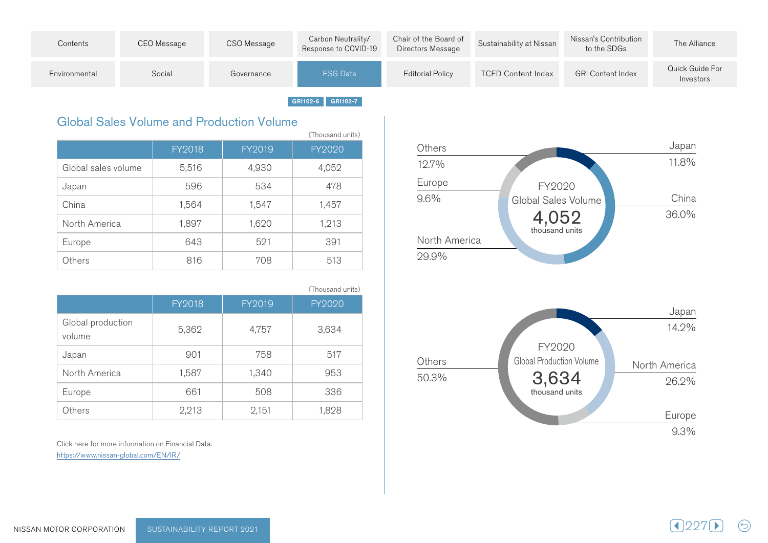Contents | CEO Message | CSO Message | Carbon Neutrality/ Response to COVID-19 | Chair of the Board of Directors Message | Sustainability at Nissan | Nissan's Contribution to the SDGs | The Alliance

Environmental | Social | Governance | ESG Data | Editorial Policy | TCFD Content Index | GRI Content Index | Quick Guide For Investors

GRI102-6 GRI102-7

## Global Sales Volume and Production Volume

(Thousand units)

| | FY2018 | FY2019 | FY2020 |
|---|---|---|---|
| Global sales volume | 5,516 | 4,930 | 4,052 |
| Japan | 596 | 534 | 478 |
| China | 1,564 | 1,547 | 1,457 |
| North America | 1,897 | 1,620 | 1,213 |
| Europe | 643 | 521 | 391 |
| Others | 816 | 708 | 513 |

(Thousand units)

| | FY2018 | FY2019 | FY2020 |
|---|---|---|---|
| Global production volume | 5,362 | 4,757 | 3,634 |
| Japan | 901 | 758 | 517 |
| North America | 1,587 | 1,340 | 953 |
| Europe | 661 | 508 | 336 |
| Others | 2,213 | 2,151 | 1,828 |

Click here for more information on Financial Data.
https://www.nissan-global.com/EN/IR/

FY2020
Global Sales Volume
4,052
thousand units

Others 12.7%
Europe 9.6%
North America 29.9%
Japan 11.8%
China 36.0%

FY2020
Global Production Volume
3,634
thousand units

Others 50.3%
Japan 14.2%
North America 26.2%
Europe 9.3%